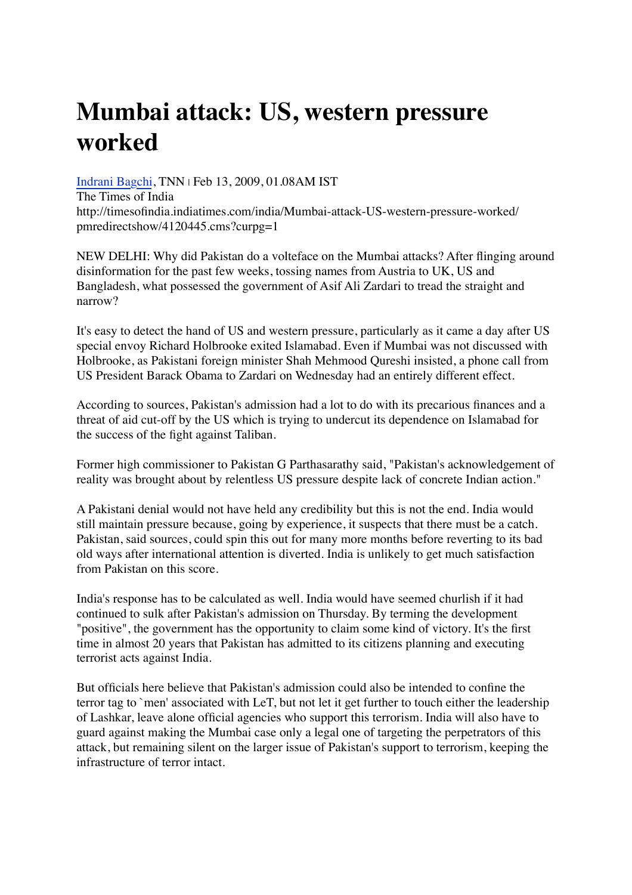# Mumbai attack: US, western pressure worked

[Indrani Bagchi](), TNN | Feb 13, 2009, 01.08AM IST
The Times of India
http://timesofindia.indiatimes.com/india/Mumbai-attack-US-western-pressure-worked/pmredirectshow/4120445.cms?curpg=1

NEW DELHI: Why did Pakistan do a volteface on the Mumbai attacks? After flinging around disinformation for the past few weeks, tossing names from Austria to UK, US and Bangladesh, what possessed the government of Asif Ali Zardari to tread the straight and narrow?

It's easy to detect the hand of US and western pressure, particularly as it came a day after US special envoy Richard Holbrooke exited Islamabad. Even if Mumbai was not discussed with Holbrooke, as Pakistani foreign minister Shah Mehmood Qureshi insisted, a phone call from US President Barack Obama to Zardari on Wednesday had an entirely different effect.

According to sources, Pakistan's admission had a lot to do with its precarious finances and a threat of aid cut-off by the US which is trying to undercut its dependence on Islamabad for the success of the fight against Taliban.

Former high commissioner to Pakistan G Parthasarathy said, "Pakistan's acknowledgement of reality was brought about by relentless US pressure despite lack of concrete Indian action."

A Pakistani denial would not have held any credibility but this is not the end. India would still maintain pressure because, going by experience, it suspects that there must be a catch. Pakistan, said sources, could spin this out for many more months before reverting to its bad old ways after international attention is diverted. India is unlikely to get much satisfaction from Pakistan on this score.

India's response has to be calculated as well. India would have seemed churlish if it had continued to sulk after Pakistan's admission on Thursday. By terming the development "positive", the government has the opportunity to claim some kind of victory. It's the first time in almost 20 years that Pakistan has admitted to its citizens planning and executing terrorist acts against India.

But officials here believe that Pakistan's admission could also be intended to confine the terror tag to `men' associated with LeT, but not let it get further to touch either the leadership of Lashkar, leave alone official agencies who support this terrorism. India will also have to guard against making the Mumbai case only a legal one of targeting the perpetrators of this attack, but remaining silent on the larger issue of Pakistan's support to terrorism, keeping the infrastructure of terror intact.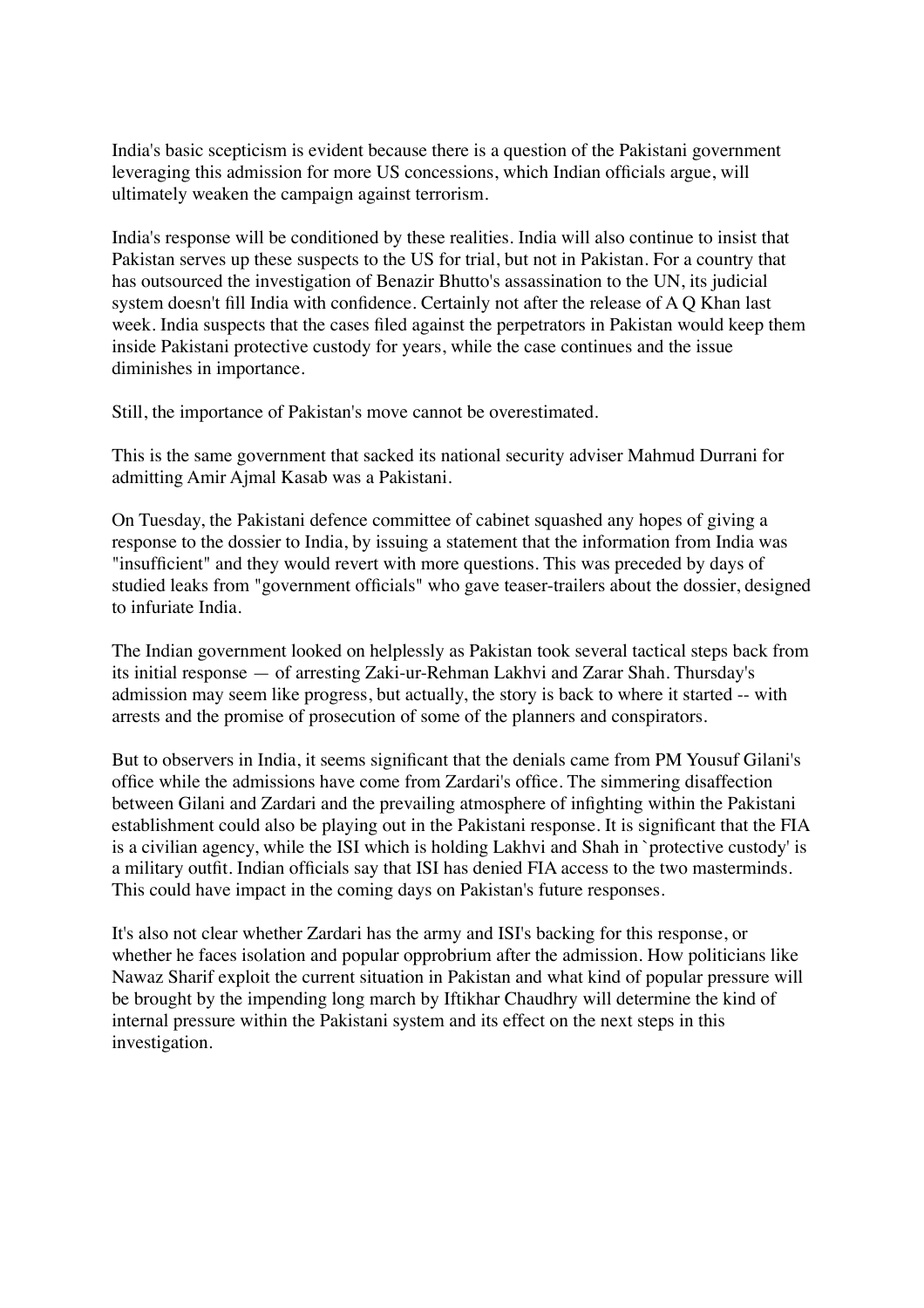India's basic scepticism is evident because there is a question of the Pakistani government leveraging this admission for more US concessions, which Indian officials argue, will ultimately weaken the campaign against terrorism.

India's response will be conditioned by these realities. India will also continue to insist that Pakistan serves up these suspects to the US for trial, but not in Pakistan. For a country that has outsourced the investigation of Benazir Bhutto's assassination to the UN, its judicial system doesn't fill India with confidence. Certainly not after the release of A Q Khan last week. India suspects that the cases filed against the perpetrators in Pakistan would keep them inside Pakistani protective custody for years, while the case continues and the issue diminishes in importance.

Still, the importance of Pakistan's move cannot be overestimated.

This is the same government that sacked its national security adviser Mahmud Durrani for admitting Amir Ajmal Kasab was a Pakistani.

On Tuesday, the Pakistani defence committee of cabinet squashed any hopes of giving a response to the dossier to India, by issuing a statement that the information from India was "insufficient" and they would revert with more questions. This was preceded by days of studied leaks from "government officials" who gave teaser-trailers about the dossier, designed to infuriate India.

The Indian government looked on helplessly as Pakistan took several tactical steps back from its initial response — of arresting Zaki-ur-Rehman Lakhvi and Zarar Shah. Thursday's admission may seem like progress, but actually, the story is back to where it started -- with arrests and the promise of prosecution of some of the planners and conspirators.

But to observers in India, it seems significant that the denials came from PM Yousuf Gilani's office while the admissions have come from Zardari's office. The simmering disaffection between Gilani and Zardari and the prevailing atmosphere of infighting within the Pakistani establishment could also be playing out in the Pakistani response. It is significant that the FIA is a civilian agency, while the ISI which is holding Lakhvi and Shah in `protective custody' is a military outfit. Indian officials say that ISI has denied FIA access to the two masterminds. This could have impact in the coming days on Pakistan's future responses.

It's also not clear whether Zardari has the army and ISI's backing for this response, or whether he faces isolation and popular opprobrium after the admission. How politicians like Nawaz Sharif exploit the current situation in Pakistan and what kind of popular pressure will be brought by the impending long march by Iftikhar Chaudhry will determine the kind of internal pressure within the Pakistani system and its effect on the next steps in this investigation.